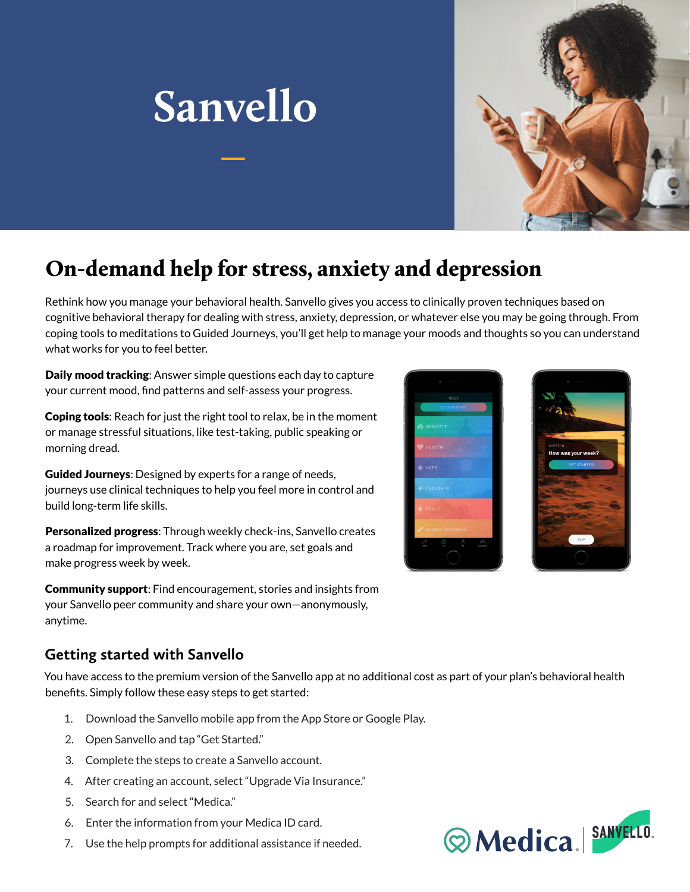# Sanvello

## On-demand help for stress, anxiety and depression

Rethink how you manage your behavioral health. Sanvello gives you access to clinically proven techniques based on cognitive behavioral therapy for dealing with stress, anxiety, depression, or whatever else you may be going through. From coping tools to meditations to Guided Journeys, you'll get help to manage your moods and thoughts so you can understand what works for you to feel better.

**Daily mood tracking**: Answer simple questions each day to capture your current mood, find patterns and self-assess your progress.

**Coping tools**: Reach for just the right tool to relax, be in the moment or manage stressful situations, like test-taking, public speaking or morning dread.

**Guided Journeys**: Designed by experts for a range of needs, journeys use clinical techniques to help you feel more in control and build long-term life skills.

**Personalized progress**: Through weekly check-ins, Sanvello creates a roadmap for improvement. Track where you are, set goals and make progress week by week.

**Community support**: Find encouragement, stories and insights from your Sanvello peer community and share your own—anonymously, anytime.

### Getting started with Sanvello

You have access to the premium version of the Sanvello app at no additional cost as part of your plan's behavioral health benefits. Simply follow these easy steps to get started:

1. Download the Sanvello mobile app from the App Store or Google Play.
2. Open Sanvello and tap "Get Started."
3. Complete the steps to create a Sanvello account.
4. After creating an account, select "Upgrade Via Insurance."
5. Search for and select "Medica."
6. Enter the information from your Medica ID card.
7. Use the help prompts for additional assistance if needed.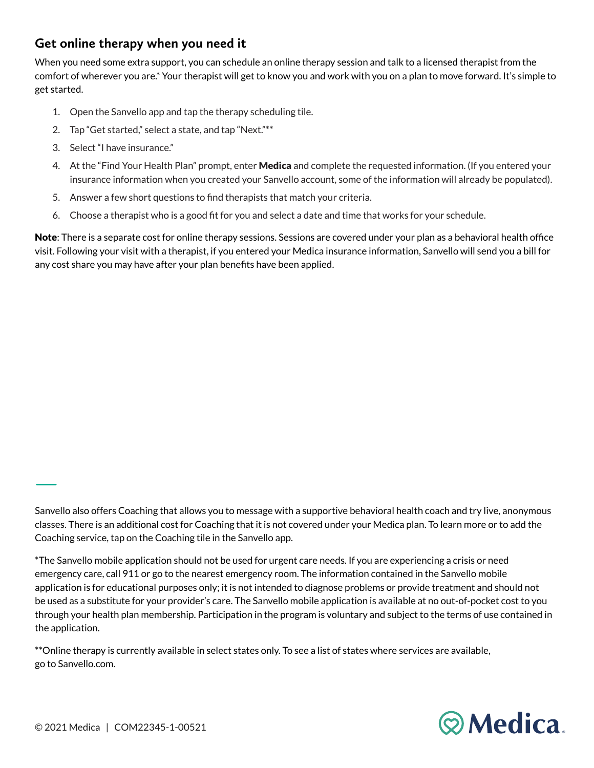## Get online therapy when you need it

When you need some extra support, you can schedule an online therapy session and talk to a licensed therapist from the comfort of wherever you are.* Your therapist will get to know you and work with you on a plan to move forward. It's simple to get started.

1. Open the Sanvello app and tap the therapy scheduling tile.
2. Tap "Get started," select a state, and tap "Next."**
3. Select "I have insurance."
4. At the "Find Your Health Plan" prompt, enter **Medica** and complete the requested information. (If you entered your insurance information when you created your Sanvello account, some of the information will already be populated).
5. Answer a few short questions to find therapists that match your criteria.
6. Choose a therapist who is a good fit for you and select a date and time that works for your schedule.

**Note**: There is a separate cost for online therapy sessions. Sessions are covered under your plan as a behavioral health office visit. Following your visit with a therapist, if you entered your Medica insurance information, Sanvello will send you a bill for any cost share you may have after your plan benefits have been applied.

Sanvello also offers Coaching that allows you to message with a supportive behavioral health coach and try live, anonymous classes. There is an additional cost for Coaching that it is not covered under your Medica plan. To learn more or to add the Coaching service, tap on the Coaching tile in the Sanvello app.

*The Sanvello mobile application should not be used for urgent care needs. If you are experiencing a crisis or need emergency care, call 911 or go to the nearest emergency room. The information contained in the Sanvello mobile application is for educational purposes only; it is not intended to diagnose problems or provide treatment and should not be used as a substitute for your provider's care. The Sanvello mobile application is available at no out-of-pocket cost to you through your health plan membership. Participation in the program is voluntary and subject to the terms of use contained in the application.

**Online therapy is currently available in select states only. To see a list of states where services are available, go to Sanvello.com.

© 2021 Medica | COM22345-1-00521

Medica.